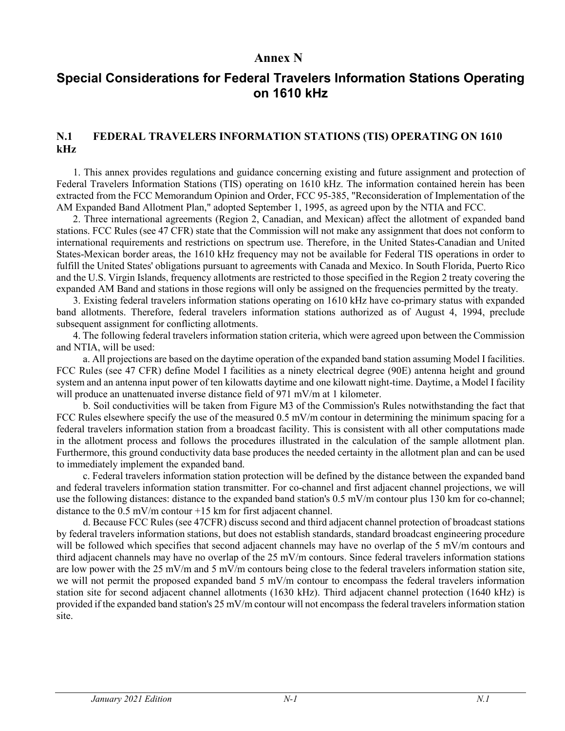# Annex N

# Special Considerations for Federal Travelers Information Stations Operating on 1610 kHz

## N.1 FEDERAL TRAVELERS INFORMATION STATIONS (TIS) OPERATING ON 1610 kHz

1. This annex provides regulations and guidance concerning existing and future assignment and protection of Federal Travelers Information Stations (TIS) operating on 1610 kHz. The information contained herein has been extracted from the FCC Memorandum Opinion and Order, FCC 95-385, "Reconsideration of Implementation of the AM Expanded Band Allotment Plan," adopted September 1, 1995, as agreed upon by the NTIA and FCC.

2. Three international agreements (Region 2, Canadian, and Mexican) affect the allotment of expanded band stations. FCC Rules (see 47 CFR) state that the Commission will not make any assignment that does not conform to international requirements and restrictions on spectrum use. Therefore, in the United States-Canadian and United States-Mexican border areas, the 1610 kHz frequency may not be available for Federal TIS operations in order to fulfill the United States' obligations pursuant to agreements with Canada and Mexico. In South Florida, Puerto Rico and the U.S. Virgin Islands, frequency allotments are restricted to those specified in the Region 2 treaty covering the expanded AM Band and stations in those regions will only be assigned on the frequencies permitted by the treaty.

3. Existing federal travelers information stations operating on 1610 kHz have co-primary status with expanded band allotments. Therefore, federal travelers information stations authorized as of August 4, 1994, preclude subsequent assignment for conflicting allotments.

4. The following federal travelers information station criteria, which were agreed upon between the Commission and NTIA, will be used:

a. All projections are based on the daytime operation of the expanded band station assuming Model I facilities. FCC Rules (see 47 CFR) define Model I facilities as a ninety electrical degree (90E) antenna height and ground system and an antenna input power of ten kilowatts daytime and one kilowatt night-time. Daytime, a Model I facility will produce an unattenuated inverse distance field of 971 mV/m at 1 kilometer.

b. Soil conductivities will be taken from Figure M3 of the Commission's Rules notwithstanding the fact that FCC Rules elsewhere specify the use of the measured 0.5 mV/m contour in determining the minimum spacing for a federal travelers information station from a broadcast facility. This is consistent with all other computations made in the allotment process and follows the procedures illustrated in the calculation of the sample allotment plan. Furthermore, this ground conductivity data base produces the needed certainty in the allotment plan and can be used to immediately implement the expanded band.

c. Federal travelers information station protection will be defined by the distance between the expanded band and federal travelers information station transmitter. For co-channel and first adjacent channel projections, we will use the following distances: distance to the expanded band station's 0.5 mV/m contour plus 130 km for co-channel; distance to the 0.5 mV/m contour +15 km for first adjacent channel.

d. Because FCC Rules (see 47CFR) discuss second and third adjacent channel protection of broadcast stations by federal travelers information stations, but does not establish standards, standard broadcast engineering procedure will be followed which specifies that second adjacent channels may have no overlap of the 5 mV/m contours and third adjacent channels may have no overlap of the 25 mV/m contours. Since federal travelers information stations are low power with the 25 mV/m and 5 mV/m contours being close to the federal travelers information station site, we will not permit the proposed expanded band 5 mV/m contour to encompass the federal travelers information station site for second adjacent channel allotments (1630 kHz). Third adjacent channel protection (1640 kHz) is provided if the expanded band station's 25 mV/m contour will not encompass the federal travelers information station site.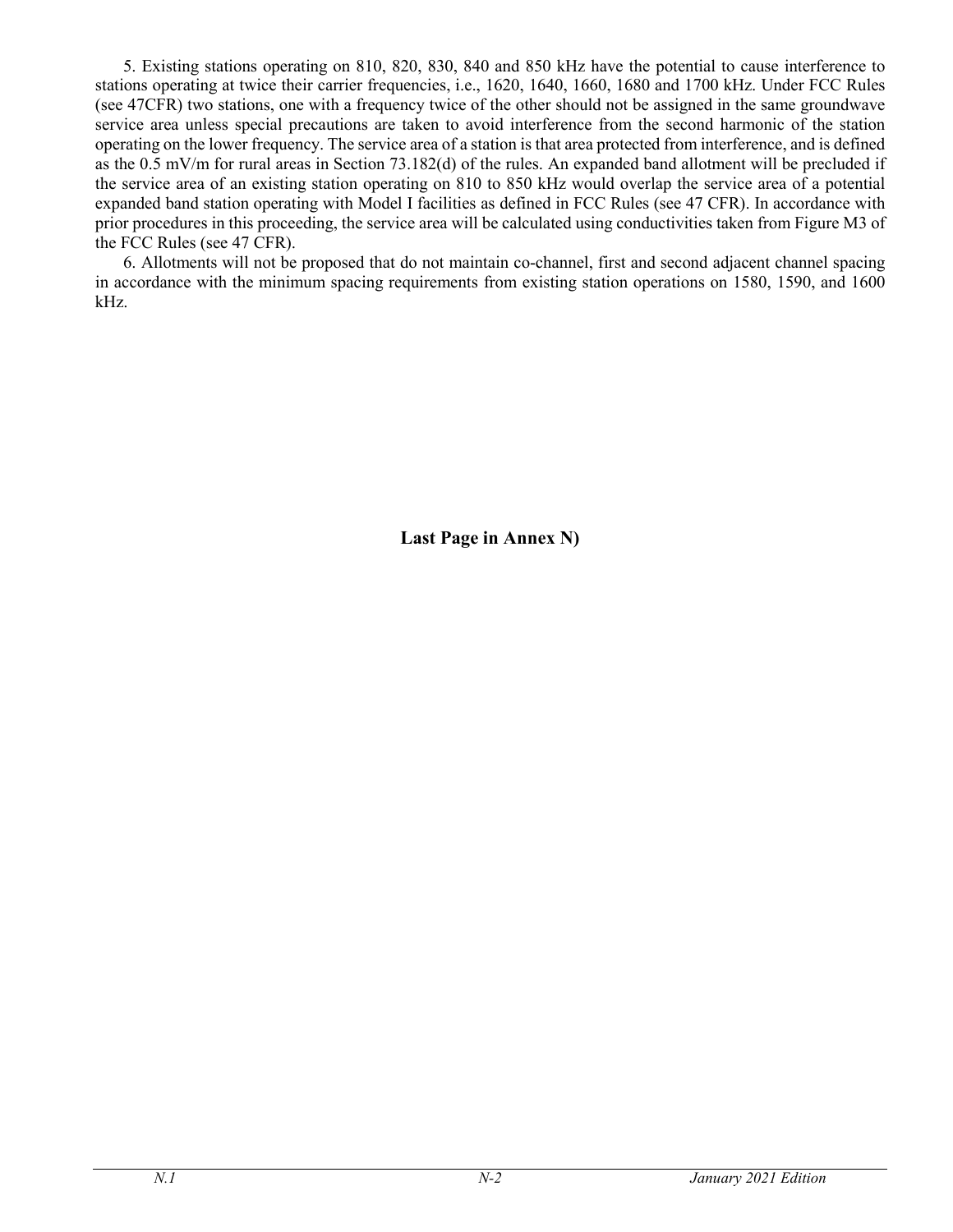5. Existing stations operating on 810, 820, 830, 840 and 850 kHz have the potential to cause interference to stations operating at twice their carrier frequencies, i.e., 1620, 1640, 1660, 1680 and 1700 kHz. Under FCC Rules (see 47CFR) two stations, one with a frequency twice of the other should not be assigned in the same groundwave service area unless special precautions are taken to avoid interference from the second harmonic of the station operating on the lower frequency. The service area of a station is that area protected from interference, and is defined as the 0.5 mV/m for rural areas in Section 73.182(d) of the rules. An expanded band allotment will be precluded if the service area of an existing station operating on 810 to 850 kHz would overlap the service area of a potential expanded band station operating with Model I facilities as defined in FCC Rules (see 47 CFR). In accordance with prior procedures in this proceeding, the service area will be calculated using conductivities taken from Figure M3 of the FCC Rules (see 47 CFR).

6. Allotments will not be proposed that do not maintain co-channel, first and second adjacent channel spacing in accordance with the minimum spacing requirements from existing station operations on 1580, 1590, and 1600 kHz.

**Last Page in Annex N)**